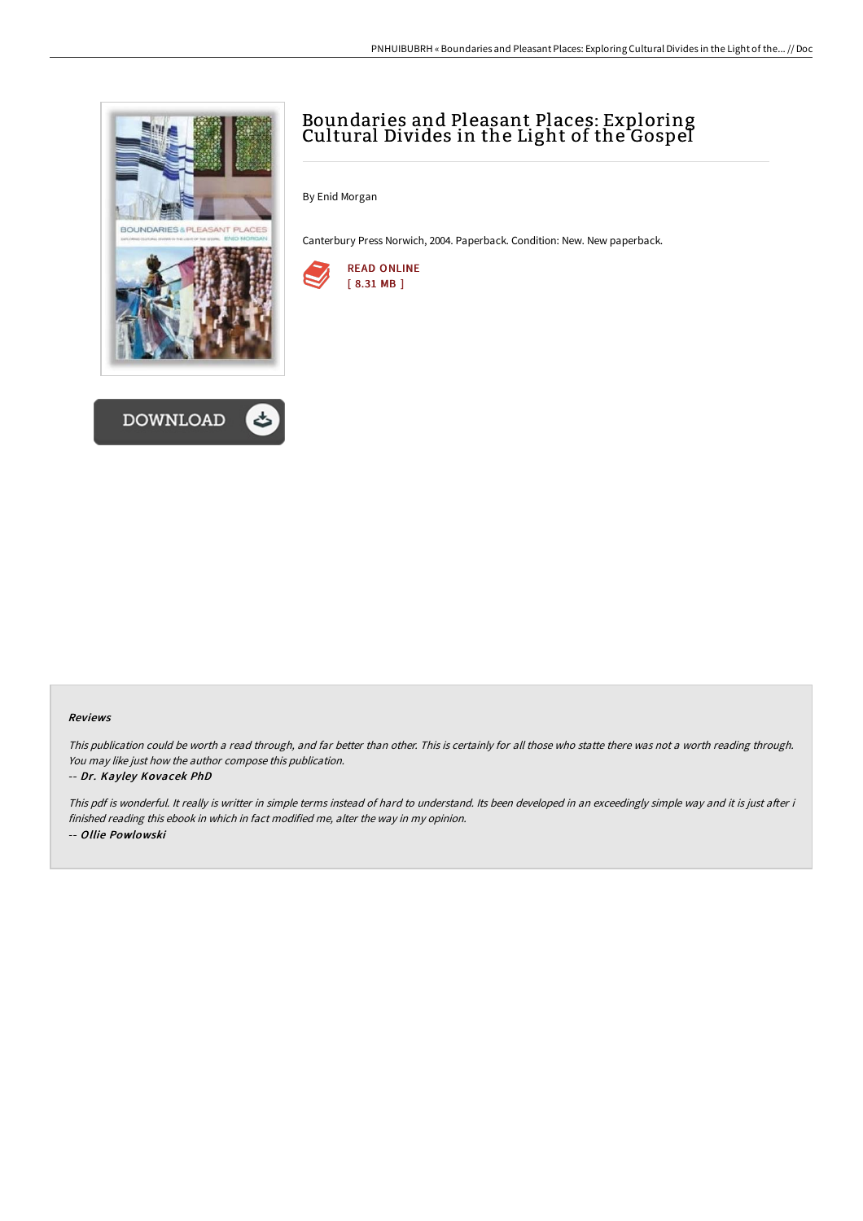# Boundaries and Pleasant Places: Exploring Cultural Divides in the Light of the Gospel

By Enid Morgan

Canterbury Press Norwich, 2004. Paperback. Condition: New. New paperback.

READ ONLINE
[ 8.31 MB ]

DOWNLOAD

### Reviews

*This publication could be worth a read through, and far better than other. This is certainly for all those who statte there was not a worth reading through. You may like just how the author compose this publication.*

*-- Dr. Kayley Kovacek PhD*

*This pdf is wonderful. It really is writter in simple terms instead of hard to understand. Its been developed in an exceedingly simple way and it is just after i finished reading this ebook in which in fact modified me, alter the way in my opinion.*

*-- Ollie Powlowski*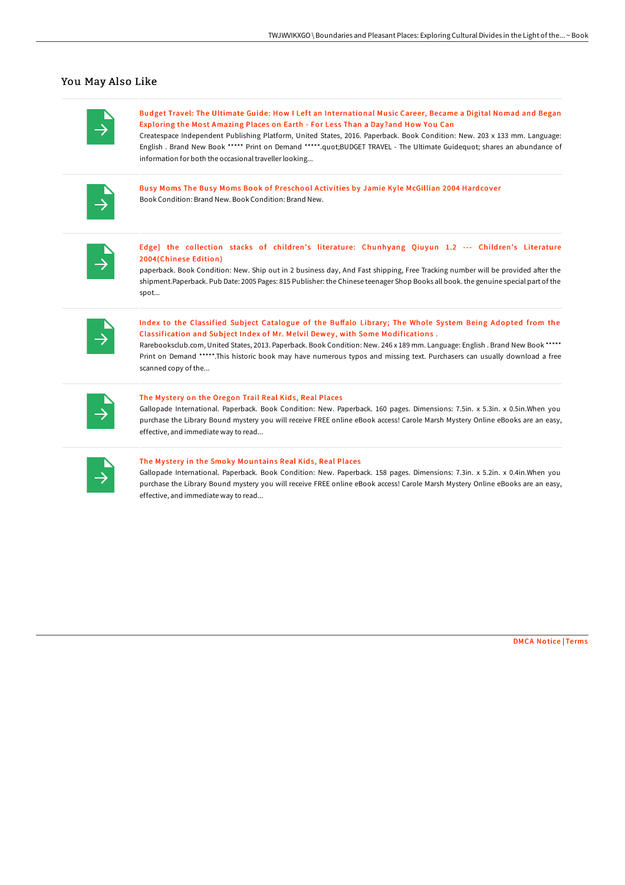## You May Also Like

**Budget Travel: The Ultimate Guide: How I Left an International Music Career, Became a Digital Nomad and Began Exploring the Most Amazing Places on Earth - For Less Than a Day?and How You Can**

Createspace Independent Publishing Platform, United States, 2016. Paperback. Book Condition: New. 203 x 133 mm. Language: English . Brand New Book ***** Print on Demand *****.quot;BUDGET TRAVEL - The Ultimate Guidequot; shares an abundance of information for both the occasional traveller looking...

**Busy Moms The Busy Moms Book of Preschool Activities by Jamie Kyle McGillian 2004 Hardcover**

Book Condition: Brand New. Book Condition: Brand New.

**Edge] the collection stacks of children's literature: Chunhyang Qiuyun 1.2 --- Children's Literature 2004(Chinese Edition)**

paperback. Book Condition: New. Ship out in 2 business day, And Fast shipping, Free Tracking number will be provided after the shipment.Paperback. Pub Date: 2005 Pages: 815 Publisher: the Chinese teenager Shop Books all book. the genuine special part of the spot...

**Index to the Classified Subject Catalogue of the Buffalo Library; The Whole System Being Adopted from the Classification and Subject Index of Mr. Melvil Dewey, with Some Modifications .**

Rarebooksclub.com, United States, 2013. Paperback. Book Condition: New. 246 x 189 mm. Language: English . Brand New Book ***** Print on Demand *****.This historic book may have numerous typos and missing text. Purchasers can usually download a free scanned copy of the...

**The Mystery on the Oregon Trail Real Kids, Real Places**

Gallopade International. Paperback. Book Condition: New. Paperback. 160 pages. Dimensions: 7.5in. x 5.3in. x 0.5in.When you purchase the Library Bound mystery you will receive FREE online eBook access! Carole Marsh Mystery Online eBooks are an easy, effective, and immediate way to read...

**The Mystery in the Smoky Mountains Real Kids, Real Places**

Gallopade International. Paperback. Book Condition: New. Paperback. 158 pages. Dimensions: 7.3in. x 5.2in. x 0.4in.When you purchase the Library Bound mystery you will receive FREE online eBook access! Carole Marsh Mystery Online eBooks are an easy, effective, and immediate way to read...